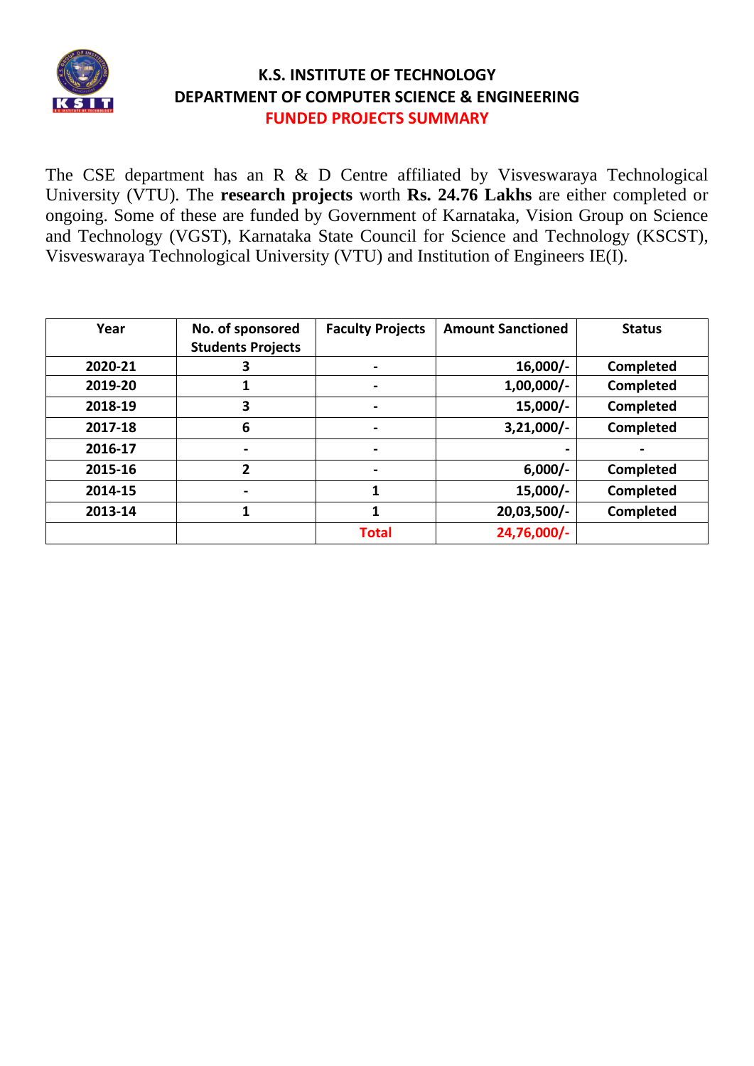# K.S. INSTITUTE OF TECHNOLOGY
## DEPARTMENT OF COMPUTER SCIENCE & ENGINEERING
## FUNDED PROJECTS SUMMARY

The CSE department has an R & D Centre affiliated by Visveswaraya Technological University (VTU). The **research projects** worth **Rs. 24.76 Lakhs** are either completed or ongoing. Some of these are funded by Government of Karnataka, Vision Group on Science and Technology (VGST), Karnataka State Council for Science and Technology (KSCST), Visveswaraya Technological University (VTU) and Institution of Engineers IE(I).

| Year | No. of sponsored Students Projects | Faculty Projects | Amount Sanctioned | Status |
|---|---|---|---|---|
| 2020-21 | 3 | - | 16,000/- | Completed |
| 2019-20 | 1 | - | 1,00,000/- | Completed |
| 2018-19 | 3 | - | 15,000/- | Completed |
| 2017-18 | 6 | - | 3,21,000/- | Completed |
| 2016-17 | - | - | - | - |
| 2015-16 | 2 | - | 6,000/- | Completed |
| 2014-15 | - | 1 | 15,000/- | Completed |
| 2013-14 | 1 | 1 | 20,03,500/- | Completed |
| | | **Total** | **24,76,000/-** | |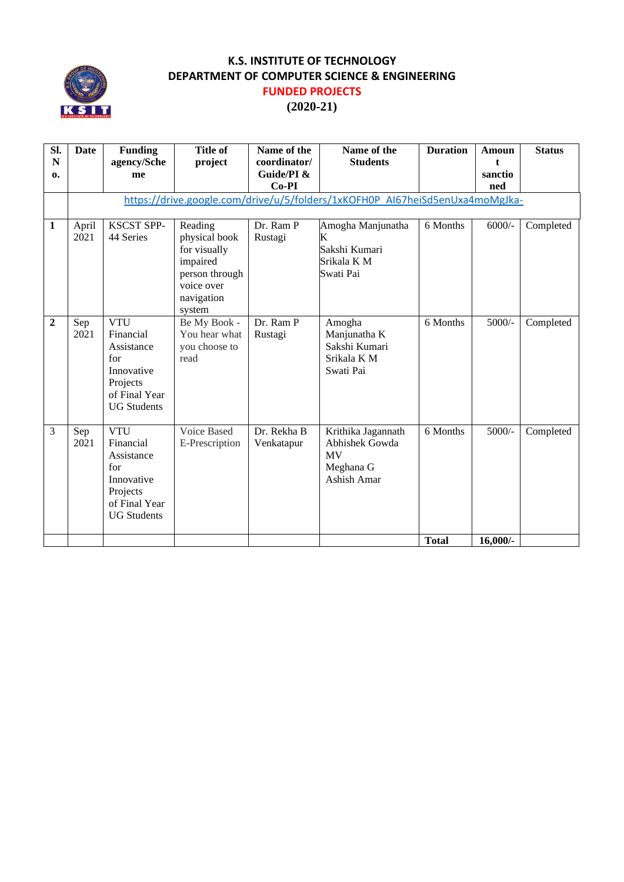**K.S. INSTITUTE OF TECHNOLOGY**

**DEPARTMENT OF COMPUTER SCIENCE & ENGINEERING**

**FUNDED PROJECTS**

**(2020-21)**

| Sl. No. | Date | Funding agency/Scheme | Title of project | Name of the coordinator/ Guide/PI & Co-PI | Name of the Students | Duration | Amount sanctioned | Status |
|---|---|---|---|---|---|---|---|---|
| | https://drive.google.com/drive/u/5/folders/1xKOFH0P_AI67heiSd5enUxa4moMgJka- | | | | | | | |
| 1 | April 2021 | KSCST SPP-44 Series | Reading physical book for visually impaired person through voice over navigation system | Dr. Ram P Rustagi | Amogha Manjunatha K<br>Sakshi Kumari<br>Srikala K M<br>Swati Pai | 6 Months | 6000/- | Completed |
| 2 | Sep 2021 | VTU Financial Assistance for Innovative Projects of Final Year UG Students | Be My Book - You hear what you choose to read | Dr. Ram P Rustagi | Amogha Manjunatha K<br>Sakshi Kumari<br>Srikala K M<br>Swati Pai | 6 Months | 5000/- | Completed |
| 3 | Sep 2021 | VTU Financial Assistance for Innovative Projects of Final Year UG Students | Voice Based E-Prescription | Dr. Rekha B Venkatapur | Krithika Jagannath<br>Abhishek Gowda MV<br>Meghana G<br>Ashish Amar | 6 Months | 5000/- | Completed |
| | | | | | | **Total** | **16,000/-** | |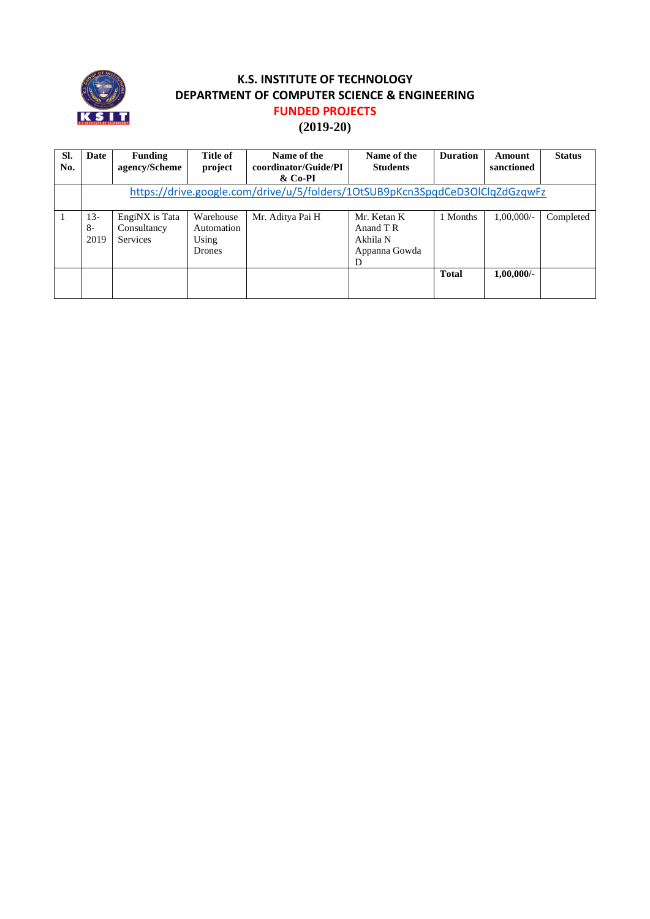# K.S. INSTITUTE OF TECHNOLOGY
## DEPARTMENT OF COMPUTER SCIENCE & ENGINEERING
## FUNDED PROJECTS
## (2019-20)

| Sl. No. | Date | Funding agency/Scheme | Title of project | Name of the coordinator/Guide/PI & Co-PI | Name of the Students | Duration | Amount sanctioned | Status |
|---|---|---|---|---|---|---|---|---|
| | https://drive.google.com/drive/u/5/folders/1OtSUB9pKcn3SpqdCeD3OlClqZdGzqwFz | | | | | | | |
| 1 | 13-8-2019 | EngiNX is Tata Consultancy Services | Warehouse Automation Using Drones | Mr. Aditya Pai H | Mr. Ketan K<br>Anand T R<br>Akhila N<br>Appanna Gowda D | 1 Months | 1,00,000/- | Completed |
| | | | | | | **Total** | **1,00,000/-** | |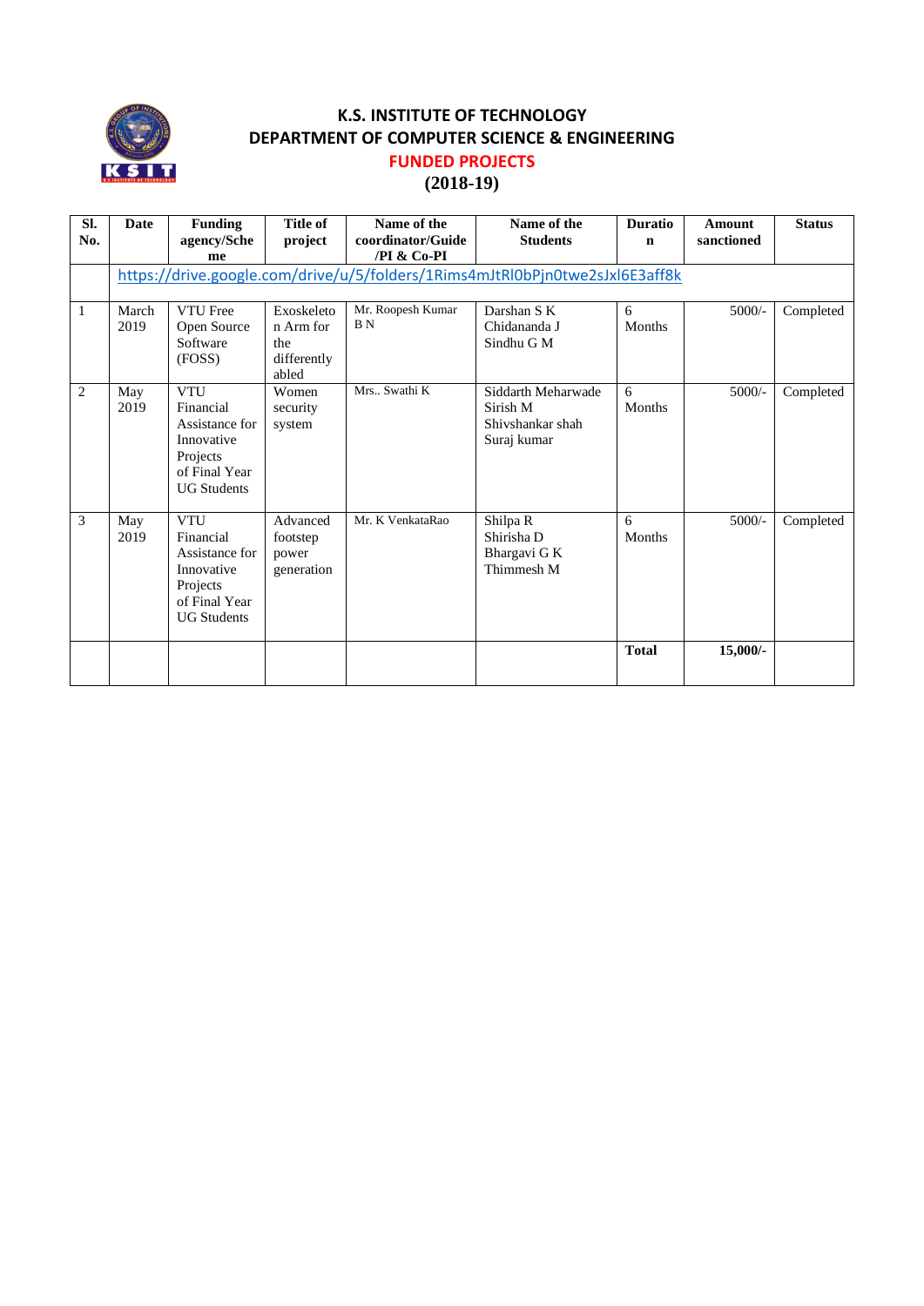# K.S. INSTITUTE OF TECHNOLOGY

## DEPARTMENT OF COMPUTER SCIENCE & ENGINEERING

## FUNDED PROJECTS

## (2018-19)

| Sl. No. | Date | Funding agency/Scheme | Title of project | Name of the coordinator/Guide /PI & Co-PI | Name of the Students | Duration | Amount sanctioned | Status |
|---|---|---|---|---|---|---|---|---|
| | https://drive.google.com/drive/u/5/folders/1Rims4mJtRl0bPjn0twe2sJxl6E3aff8k | | | | | | | |
| 1 | March 2019 | VTU Free Open Source Software (FOSS) | Exoskeleton Arm for the differently abled | Mr. Roopesh Kumar B N | Darshan S K<br>Chidananda J<br>Sindhu G M | 6 Months | 5000/- | Completed |
| 2 | May 2019 | VTU Financial Assistance for Innovative Projects of Final Year UG Students | Women security system | Mrs.. Swathi K | Siddarth Meharwade<br>Sirish M<br>Shivshankar shah<br>Suraj kumar | 6 Months | 5000/- | Completed |
| 3 | May 2019 | VTU Financial Assistance for Innovative Projects of Final Year UG Students | Advanced footstep power generation | Mr. K VenkataRao | Shilpa R<br>Shirisha D<br>Bhargavi G K<br>Thimmesh M | 6 Months | 5000/- | Completed |
| | | | | | | **Total** | **15,000/-** | |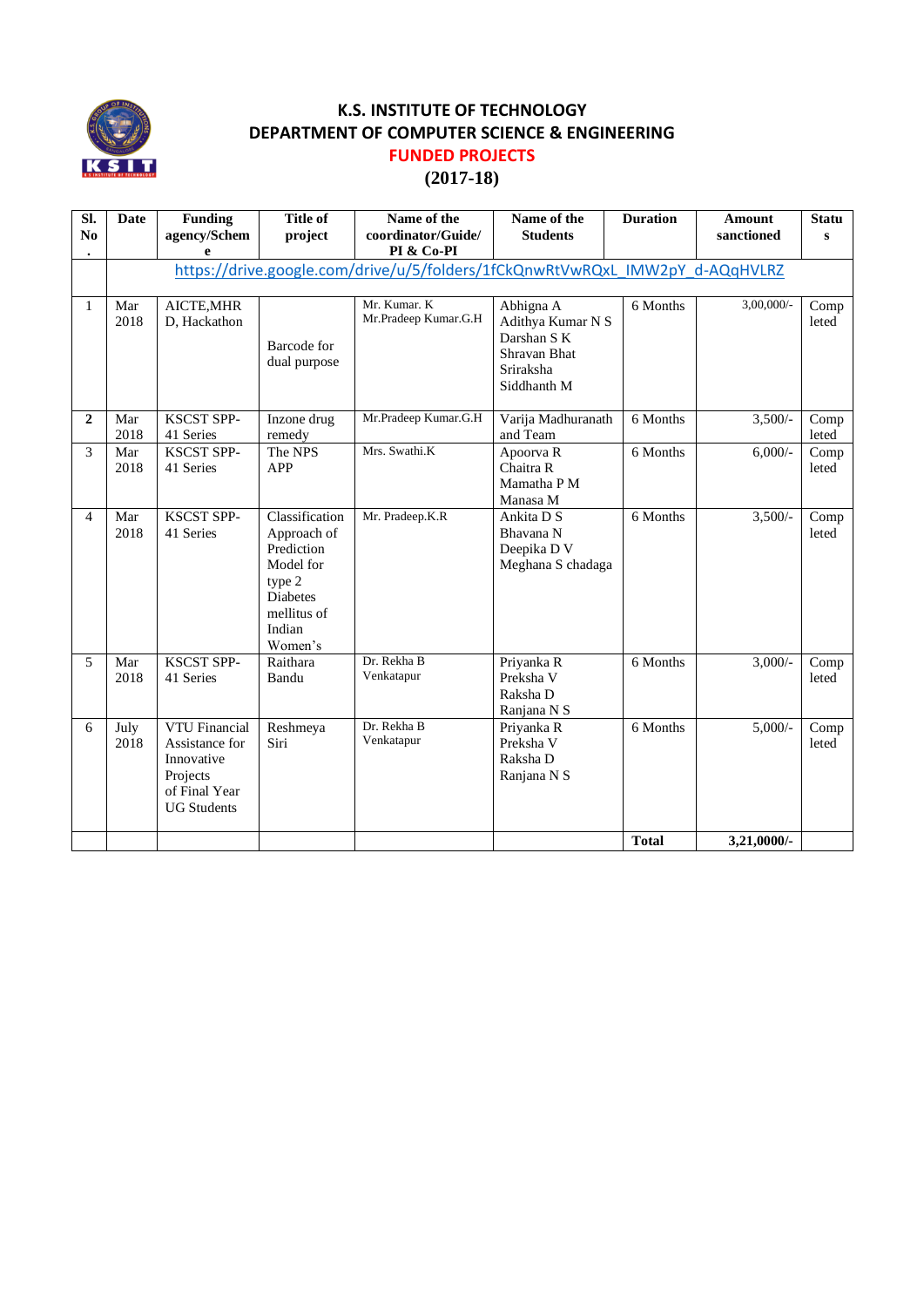# K.S. INSTITUTE OF TECHNOLOGY
## DEPARTMENT OF COMPUTER SCIENCE & ENGINEERING
### FUNDED PROJECTS
### (2017-18)

| Sl. No. | Date | Funding agency/Scheme | Title of project | Name of the coordinator/Guide/ PI & Co-PI | Name of the Students | Duration | Amount sanctioned | Status |
|---|---|---|---|---|---|---|---|---|
| | https://drive.google.com/drive/u/5/folders/1fCkQnwRtVwRQxL_IMW2pY_d-AQqHVLRZ | | | | | | | |
| 1 | Mar 2018 | AICTE,MHRD, Hackathon | Barcode for dual purpose | Mr. Kumar. K Mr.Pradeep Kumar.G.H | Abhigna A Adithya Kumar N S Darshan S K Shravan Bhat Sriraksha Siddhanth M | 6 Months | 3,00,000/- | Completed |
| **2** | Mar 2018 | KSCST SPP-41 Series | Inzone drug remedy | Mr.Pradeep Kumar.G.H | Varija Madhuranath and Team | 6 Months | 3,500/- | Completed |
| 3 | Mar 2018 | KSCST SPP-41 Series | The NPS APP | Mrs. Swathi.K | Apoorva R Chaitra R Mamatha P M Manasa M | 6 Months | 6,000/- | Completed |
| 4 | Mar 2018 | KSCST SPP-41 Series | Classification Approach of Prediction Model for type 2 Diabetes mellitus of Indian Women's | Mr. Pradeep.K.R | Ankita D S Bhavana N Deepika D V Meghana S chadaga | 6 Months | 3,500/- | Completed |
| 5 | Mar 2018 | KSCST SPP-41 Series | Raithara Bandu | Dr. Rekha B Venkatapur | Priyanka R Preksha V Raksha D Ranjana N S | 6 Months | 3,000/- | Completed |
| 6 | July 2018 | VTU Financial Assistance for Innovative Projects of Final Year UG Students | Reshmeya Siri | Dr. Rekha B Venkatapur | Priyanka R Preksha V Raksha D Ranjana N S | 6 Months | 5,000/- | Completed |
| | | | | | | **Total** | **3,21,0000/-** | |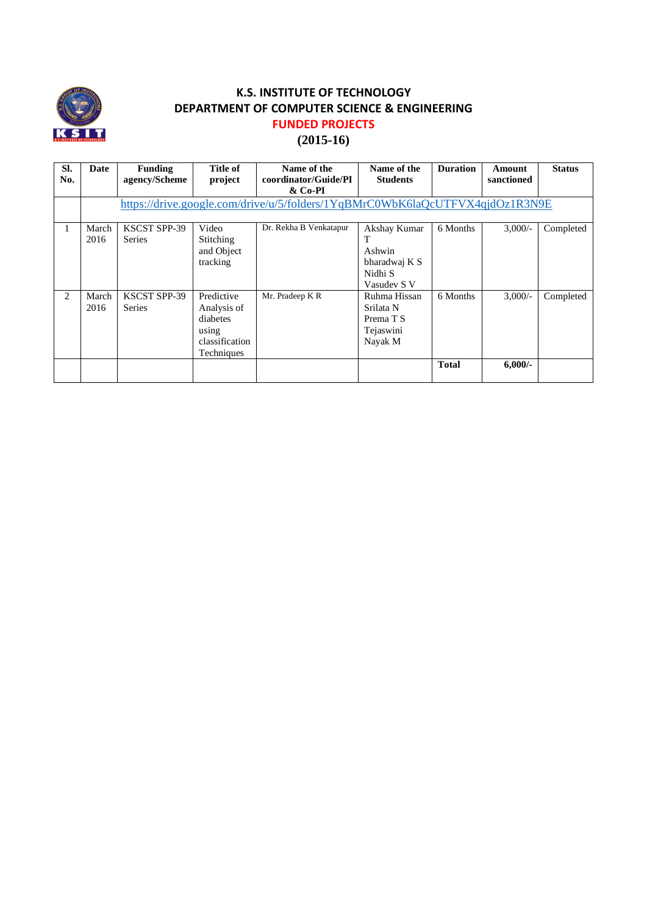# K.S. INSTITUTE OF TECHNOLOGY
## DEPARTMENT OF COMPUTER SCIENCE & ENGINEERING
## FUNDED PROJECTS
## (2015-16)

| Sl. No. | Date | Funding agency/Scheme | Title of project | Name of the coordinator/Guide/PI & Co-PI | Name of the Students | Duration | Amount sanctioned | Status |
|---|---|---|---|---|---|---|---|---|
| | https://drive.google.com/drive/u/5/folders/1YqBMrC0WbK6laQcUTFVX4qjdOz1R3N9E | | | | | | | |
| 1 | March 2016 | KSCST SPP-39 Series | Video Stitching and Object tracking | Dr. Rekha B Venkatapur | Akshay Kumar T<br>Ashwin bharadwaj K S<br>Nidhi S<br>Vasudev S V | 6 Months | 3,000/- | Completed |
| 2 | March 2016 | KSCST SPP-39 Series | Predictive Analysis of diabetes using classification Techniques | Mr. Pradeep K R | Ruhma Hissan<br>Srilata N<br>Prema T S<br>Tejaswini Nayak M | 6 Months | 3,000/- | Completed |
| | | | | | | **Total** | **6,000/-** | |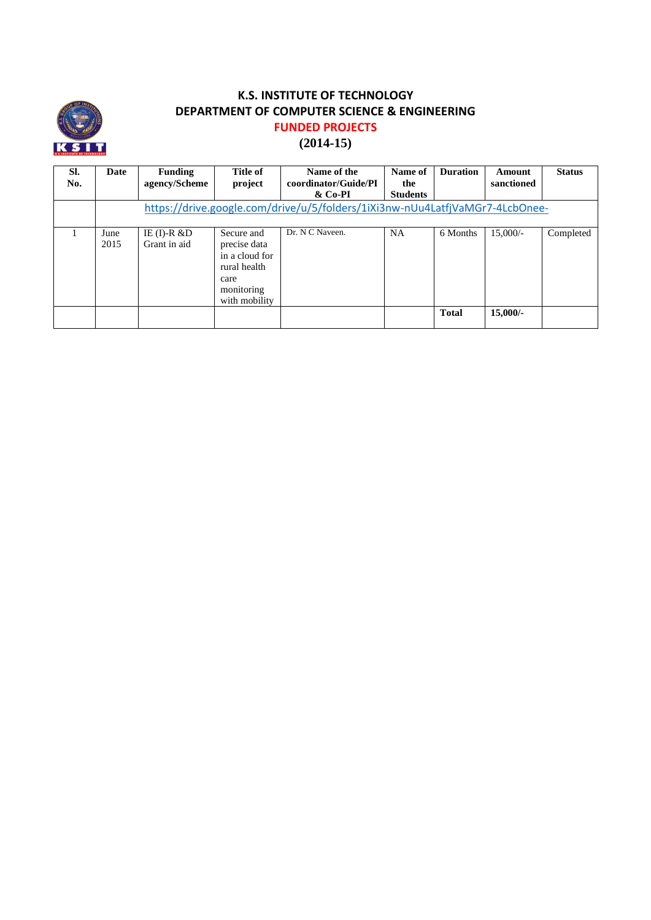# K.S. INSTITUTE OF TECHNOLOGY

## DEPARTMENT OF COMPUTER SCIENCE & ENGINEERING

## FUNDED PROJECTS

## (2014-15)

| Sl. No. | Date | Funding agency/Scheme | Title of project | Name of the coordinator/Guide/PI & Co-PI | Name of the Students | Duration | Amount sanctioned | Status |
|---|---|---|---|---|---|---|---|---|
| | https://drive.google.com/drive/u/5/folders/1iXi3nw-nUu4LatfjVaMGr7-4LcbOnee- | | | | | | | |
| 1 | June 2015 | IE (I)-R &D Grant in aid | Secure and precise data in a cloud for rural health care monitoring with mobility | Dr. N C Naveen. | NA | 6 Months | 15,000/- | Completed |
| | | | | | | **Total** | **15,000/-** | |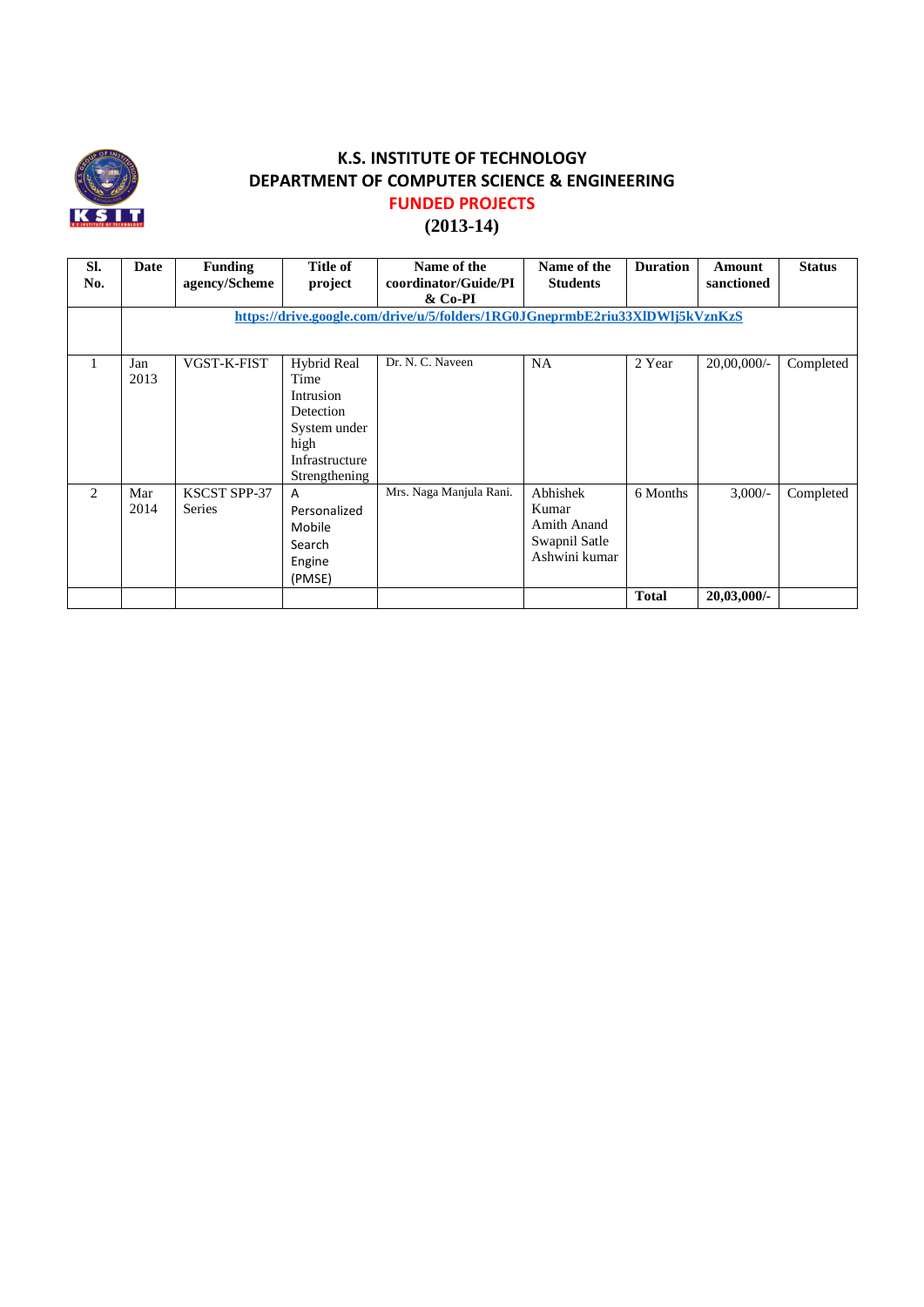# K.S. INSTITUTE OF TECHNOLOGY
## DEPARTMENT OF COMPUTER SCIENCE & ENGINEERING
### FUNDED PROJECTS
### (2013-14)

| Sl. No. | Date | Funding agency/Scheme | Title of project | Name of the coordinator/Guide/PI & Co-PI | Name of the Students | Duration | Amount sanctioned | Status |
|---|---|---|---|---|---|---|---|---|
| | **https://drive.google.com/drive/u/5/folders/1RG0JGneprmbE2riu33XlDWlj5kVznKzS** | | | | | | | |
| 1 | Jan 2013 | VGST-K-FIST | Hybrid Real Time Intrusion Detection System under high Infrastructure Strengthening | Dr. N. C. Naveen | NA | 2 Year | 20,00,000/- | Completed |
| 2 | Mar 2014 | KSCST SPP-37 Series | A Personalized Mobile Search Engine (PMSE) | Mrs. Naga Manjula Rani. | Abhishek Kumar<br>Amith Anand<br>Swapnil Satle<br>Ashwini kumar | 6 Months | 3,000/- | Completed |
| | | | | | | **Total** | **20,03,000/-** | |